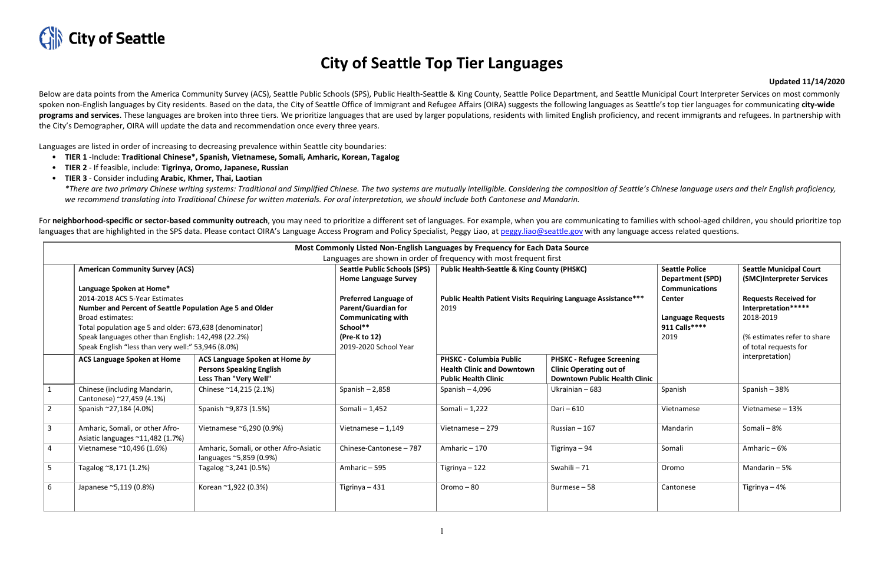# City of Seattle Top Tier Languages

**Updated 11/14/2020**

Below are data points from the America Community Survey (ACS), Seattle Public Schools (SPS), Public Health-Seattle & King County, Seattle Police Department, and Seattle Municipal Court Interpreter Services on most commonly spoken non-English languages by City residents. Based on the data, the City of Seattle Office of Immigrant and Refugee Affairs (OIRA) suggests the following languages as Seattle's top tier languages for communicating **city-wide programs and services**. These languages are broken into three tiers. We prioritize languages that are used by larger populations, residents with limited English proficiency, and recent immigrants and refugees. In partnership with the City's Demographer, OIRA will update the data and recommendation once every three years.

Languages are listed in order of increasing to decreasing prevalence within Seattle city boundaries:

- **TIER 1** -Include: **Traditional Chinese*, Spanish, Vietnamese, Somali, Amharic, Korean, Tagalog**
- **TIER 2** - If feasible, include: **Tigrinya, Oromo, Japanese, Russian**
- **TIER 3** - Consider including **Arabic, Khmer, Thai, Laotian**

  **There are two primary Chinese writing systems: Traditional and Simplified Chinese. The two systems are mutually intelligible. Considering the composition of Seattle's Chinese language users and their English proficiency, we recommend translating into Traditional Chinese for written materials. For oral interpretation, we should include both Cantonese and Mandarin.*

For **neighborhood-specific or sector-based community outreach**, you may need to prioritize a different set of languages. For example, when you are communicating to families with school-aged children, you should prioritize top languages that are highlighted in the SPS data. Please contact OIRA's Language Access Program and Policy Specialist, Peggy Liao, at peggy.liao@seattle.gov with any language access related questions.

**Most Commonly Listed Non-English Languages by Frequency for Each Data Source**
Languages are shown in order of frequency with most frequent first

| | **American Community Survey (ACS)**<br><br>**Language Spoken at Home***<br>2014-2018 ACS 5-Year Estimates<br>**Number and Percent of Seattle Population Age 5 and Older**<br>Broad estimates:<br>Total population age 5 and older: 673,638 (denominator)<br>Speak languages other than English: 142,498 (22.2%)<br>Speak English "less than very well:" 53,946 (8.0%) | | **Seattle Public Schools (SPS) Home Language Survey**<br><br>**Preferred Language of Parent/Guardian for Communicating with School****<br>**(Pre-K to 12)**<br>2019-2020 School Year | **Public Health-Seattle & King County (PHSKC)**<br><br>**Public Health Patient Visits Requiring Language Assistance*****<br>2019 | | **Seattle Police Department (SPD) Communications Center**<br><br>**Language Requests 911 Calls******<br>2019 | **Seattle Municipal Court (SMC)Interpreter Services**<br><br>**Requests Received for Interpretation*******<br>2018-2019<br><br>(% estimates refer to share of total requests for interpretation) |
|---|---|---|---|---|---|---|---|
| | **ACS Language Spoken at Home** | **ACS Language Spoken at Home *by* Persons Speaking English Less Than "Very Well"** | | **PHSKC - Columbia Public Health Clinic and Downtown Public Health Clinic** | **PHSKC - Refugee Screening Clinic Operating out of Downtown Public Health Clinic** | | |
| 1 | Chinese (including Mandarin, Cantonese) ~27,459 (4.1%) | Chinese ~14,215 (2.1%) | Spanish – 2,858 | Spanish – 4,096 | Ukrainian – 683 | Spanish | Spanish – 38% |
| 2 | Spanish ~27,184 (4.0%) | Spanish ~9,873 (1.5%) | Somali – 1,452 | Somali – 1,222 | Dari – 610 | Vietnamese | Vietnamese – 13% |
| 3 | Amharic, Somali, or other Afro-Asiatic languages ~11,482 (1.7%) | Vietnamese ~6,290 (0.9%) | Vietnamese – 1,149 | Vietnamese – 279 | Russian – 167 | Mandarin | Somali – 8% |
| 4 | Vietnamese ~10,496 (1.6%) | Amharic, Somali, or other Afro-Asiatic languages ~5,859 (0.9%) | Chinese-Cantonese – 787 | Amharic – 170 | Tigrinya – 94 | Somali | Amharic – 6% |
| 5 | Tagalog ~8,171 (1.2%) | Tagalog ~3,241 (0.5%) | Amharic – 595 | Tigrinya – 122 | Swahili – 71 | Oromo | Mandarin – 5% |
| 6 | Japanese ~5,119 (0.8%) | Korean ~1,922 (0.3%) | Tigrinya – 431 | Oromo – 80 | Burmese – 58 | Cantonese | Tigrinya – 4% |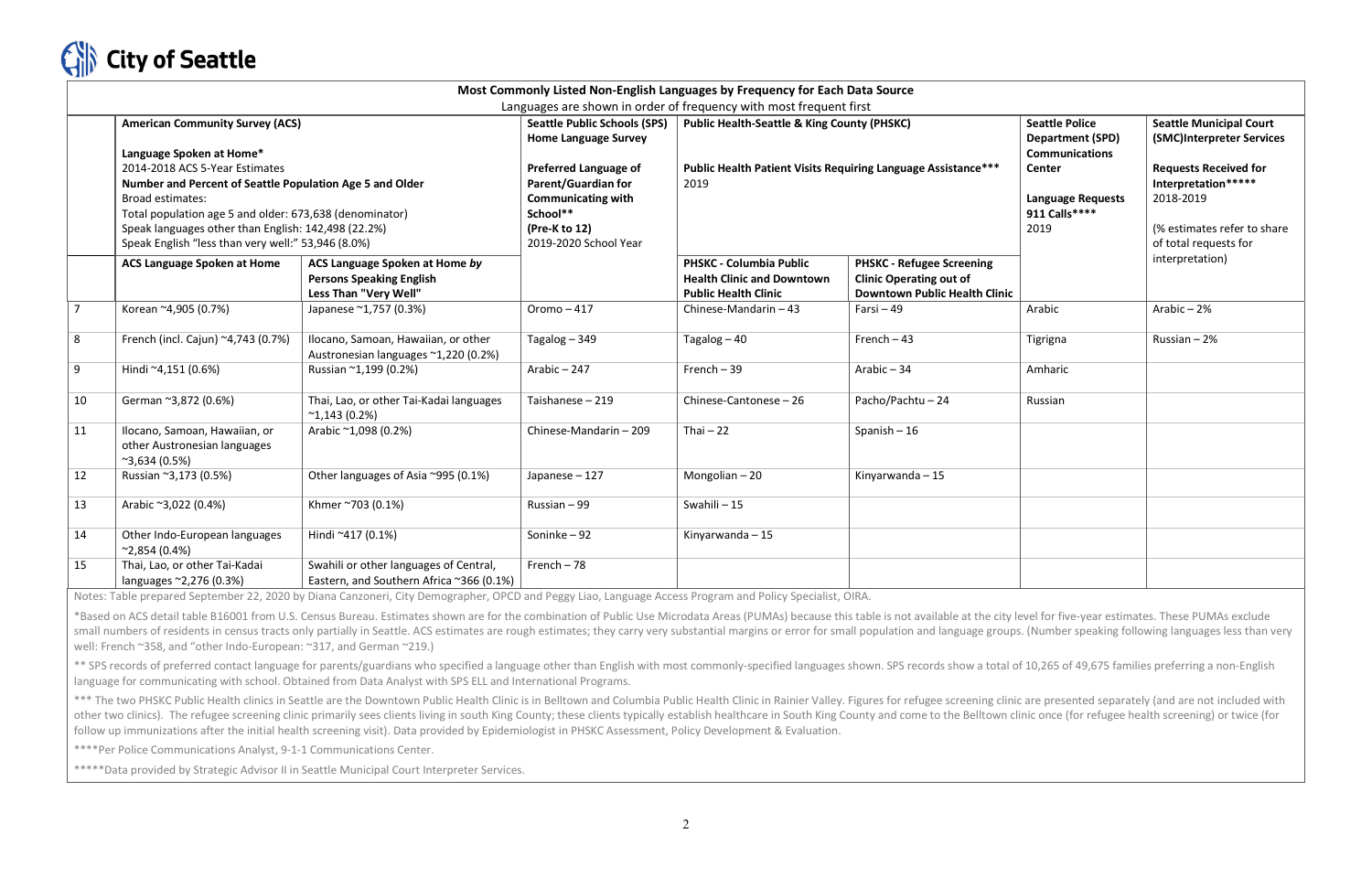**Most Commonly Listed Non-English Languages by Frequency for Each Data Source**

Languages are shown in order of frequency with most frequent first

| | **American Community Survey (ACS)**<br><br>**Language Spoken at Home***<br>2014-2018 ACS 5-Year Estimates<br>**Number and Percent of Seattle Population Age 5 and Older**<br>Broad estimates:<br>Total population age 5 and older: 673,638 (denominator)<br>Speak languages other than English: 142,498 (22.2%)<br>Speak English "less than very well:" 53,946 (8.0%) | | **Seattle Public Schools (SPS) Home Language Survey**<br><br>**Preferred Language of Parent/Guardian for Communicating with School****<br>**(Pre-K to 12)**<br>2019-2020 School Year | **Public Health-Seattle & King County (PHSKC)**<br><br>**Public Health Patient Visits Requiring Language Assistance*****<br>2019 | | **Seattle Police Department (SPD) Communications Center**<br><br>**Language Requests 911 Calls******<br>2019 | **Seattle Municipal Court (SMC)Interpreter Services**<br><br>**Requests Received for Interpretation*******<br>2018-2019<br><br>(% estimates refer to share of total requests for interpretation) |
|---|---|---|---|---|---|---|---|
| | **ACS Language Spoken at Home** | **ACS Language Spoken at Home *by* Persons Speaking English Less Than "Very Well"** | | **PHSKC - Columbia Public Health Clinic and Downtown Public Health Clinic** | **PHSKC - Refugee Screening Clinic Operating out of Downtown Public Health Clinic** | | |
| 7 | Korean ~4,905 (0.7%) | Japanese ~1,757 (0.3%) | Oromo – 417 | Chinese-Mandarin – 43 | Farsi – 49 | Arabic | Arabic – 2% |
| 8 | French (incl. Cajun) ~4,743 (0.7%) | Ilocano, Samoan, Hawaiian, or other Austronesian languages ~1,220 (0.2%) | Tagalog – 349 | Tagalog – 40 | French – 43 | Tigrigna | Russian – 2% |
| 9 | Hindi ~4,151 (0.6%) | Russian ~1,199 (0.2%) | Arabic – 247 | French – 39 | Arabic – 34 | Amharic | |
| 10 | German ~3,872 (0.6%) | Thai, Lao, or other Tai-Kadai languages ~1,143 (0.2%) | Taishanese – 219 | Chinese-Cantonese – 26 | Pacho/Pachtu – 24 | Russian | |
| 11 | Ilocano, Samoan, Hawaiian, or other Austronesian languages ~3,634 (0.5%) | Arabic ~1,098 (0.2%) | Chinese-Mandarin – 209 | Thai – 22 | Spanish – 16 | | |
| 12 | Russian ~3,173 (0.5%) | Other languages of Asia ~995 (0.1%) | Japanese – 127 | Mongolian – 20 | Kinyarwanda – 15 | | |
| 13 | Arabic ~3,022 (0.4%) | Khmer ~703 (0.1%) | Russian – 99 | Swahili – 15 | | | |
| 14 | Other Indo-European languages ~2,854 (0.4%) | Hindi ~417 (0.1%) | Soninke – 92 | Kinyarwanda – 15 | | | |
| 15 | Thai, Lao, or other Tai-Kadai languages ~2,276 (0.3%) | Swahili or other languages of Central, Eastern, and Southern Africa ~366 (0.1%) | French – 78 | | | | |

Notes: Table prepared September 22, 2020 by Diana Canzoneri, City Demographer, OPCD and Peggy Liao, Language Access Program and Policy Specialist, OIRA.

*Based on ACS detail table B16001 from U.S. Census Bureau. Estimates shown are for the combination of Public Use Microdata Areas (PUMAs) because this table is not available at the city level for five-year estimates. These PUMAs exclude small numbers of residents in census tracts only partially in Seattle. ACS estimates are rough estimates; they carry very substantial margins or error for small population and language groups. (Number speaking following languages less than very well: French ~358, and "other Indo-European: ~317, and German ~219.)

** SPS records of preferred contact language for parents/guardians who specified a language other than English with most commonly-specified languages shown. SPS records show a total of 10,265 of 49,675 families preferring a non-English language for communicating with school. Obtained from Data Analyst with SPS ELL and International Programs.

*** The two PHSKC Public Health clinics in Seattle are the Downtown Public Health Clinic is in Belltown and Columbia Public Health Clinic in Rainier Valley. Figures for refugee screening clinic are presented separately (and are not included with other two clinics). The refugee screening clinic primarily sees clients living in south King County; these clients typically establish healthcare in South King County and come to the Belltown clinic once (for refugee health screening) or twice (for follow up immunizations after the initial health screening visit). Data provided by Epidemiologist in PHSKC Assessment, Policy Development & Evaluation.

****Per Police Communications Analyst, 9-1-1 Communications Center.

*****Data provided by Strategic Advisor II in Seattle Municipal Court Interpreter Services.